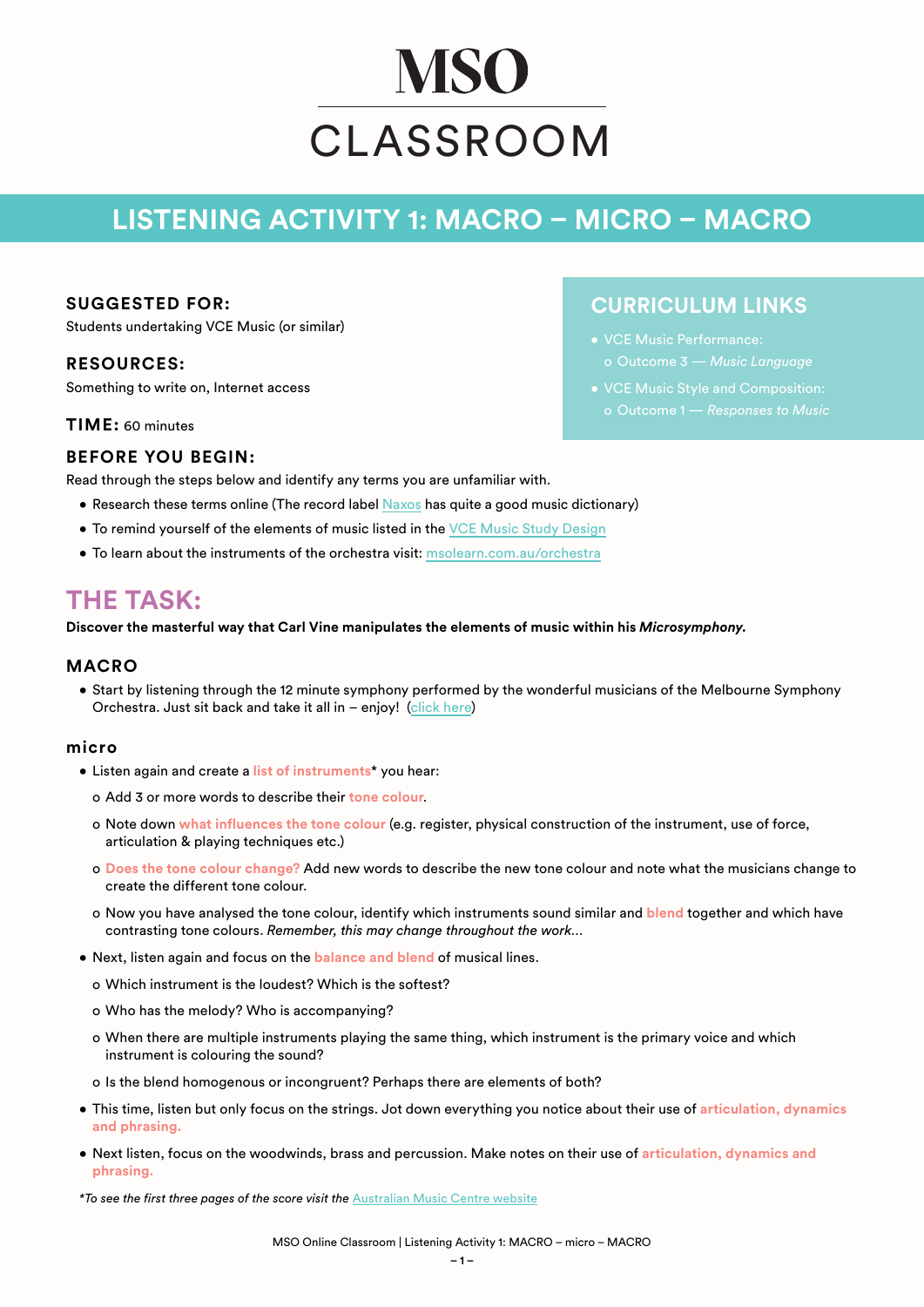# MSO CLASSROOM

## LISTENING ACTIVITY 1: MACRO – MICRO – MACRO

### SUGGESTED FOR:

Students undertaking VCE Music (or similar)

### RESOURCES:

Something to write on, Internet access

### TIME: 60 minutes

### CURRICULUM LINKS

- VCE Music Performance:
  - Outcome 3 — *Music Language*
- VCE Music Style and Composition:
  - Outcome 1 — *Responses to Music*

### BEFORE YOU BEGIN:

Read through the steps below and identify any terms you are unfamiliar with.

- Research these terms online (The record label Naxos has quite a good music dictionary)
- To remind yourself of the elements of music listed in the VCE Music Study Design
- To learn about the instruments of the orchestra visit: msolearn.com.au/orchestra

## THE TASK:

**Discover the masterful way that Carl Vine manipulates the elements of music within his *Microsymphony.***

### MACRO

- Start by listening through the 12 minute symphony performed by the wonderful musicians of the Melbourne Symphony Orchestra. Just sit back and take it all in – enjoy! (click here)

### micro

- Listen again and create a **list of instruments*** you hear:
  - Add 3 or more words to describe their **tone colour**.
  - Note down **what influences the tone colour** (e.g. register, physical construction of the instrument, use of force, articulation & playing techniques etc.)
  - **Does the tone colour change?** Add new words to describe the new tone colour and note what the musicians change to create the different tone colour.
  - Now you have analysed the tone colour, identify which instruments sound similar and **blend** together and which have contrasting tone colours. *Remember, this may change throughout the work...*
- Next, listen again and focus on the **balance and blend** of musical lines.
  - Which instrument is the loudest? Which is the softest?
  - Who has the melody? Who is accompanying?
  - When there are multiple instruments playing the same thing, which instrument is the primary voice and which instrument is colouring the sound?
  - Is the blend homogenous or incongruent? Perhaps there are elements of both?
- This time, listen but only focus on the strings. Jot down everything you notice about their use of **articulation, dynamics and phrasing.**
- Next listen, focus on the woodwinds, brass and percussion. Make notes on their use of **articulation, dynamics and phrasing.**

**To see the first three pages of the score visit the Australian Music Centre website*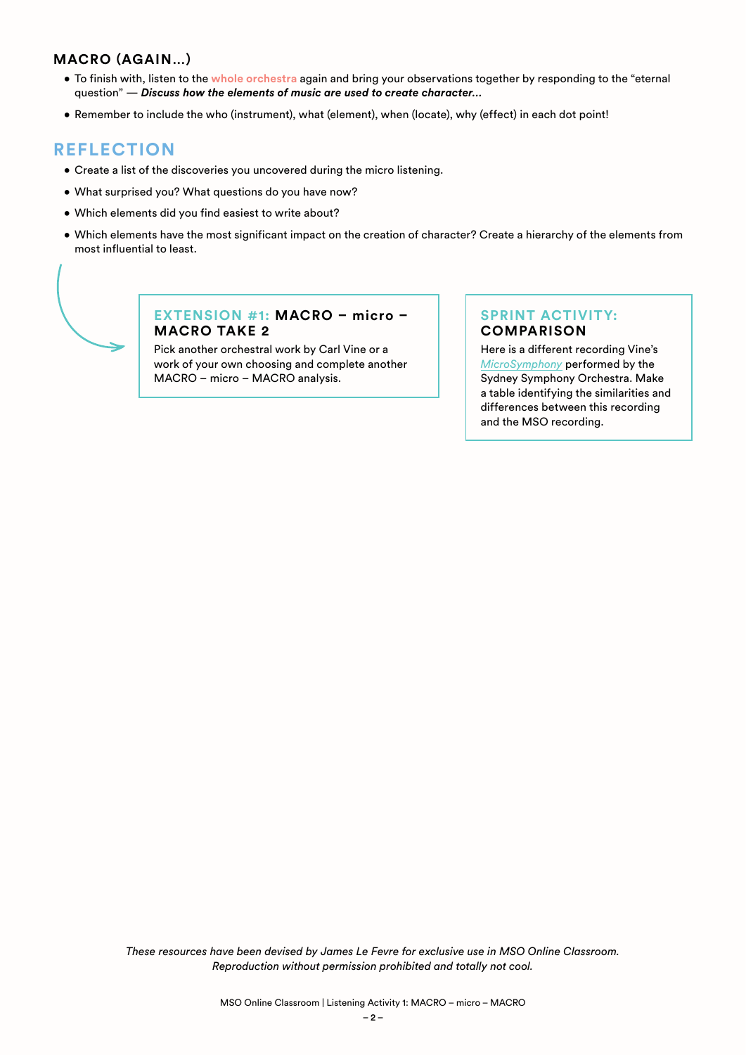## MACRO (AGAIN…)

- To finish with, listen to the whole orchestra again and bring your observations together by responding to the "eternal question" — ***Discuss how the elements of music are used to create character...***
- Remember to include the who (instrument), what (element), when (locate), why (effect) in each dot point!

## REFLECTION

- Create a list of the discoveries you uncovered during the micro listening.
- What surprised you? What questions do you have now?
- Which elements did you find easiest to write about?
- Which elements have the most significant impact on the creation of character? Create a hierarchy of the elements from most influential to least.

### EXTENSION #1: MACRO – micro – MACRO TAKE 2

Pick another orchestral work by Carl Vine or a work of your own choosing and complete another MACRO – micro – MACRO analysis.

### SPRINT ACTIVITY: COMPARISON

Here is a different recording Vine's *MicroSymphony* performed by the Sydney Symphony Orchestra. Make a table identifying the similarities and differences between this recording and the MSO recording.

*These resources have been devised by James Le Fevre for exclusive use in MSO Online Classroom. Reproduction without permission prohibited and totally not cool.*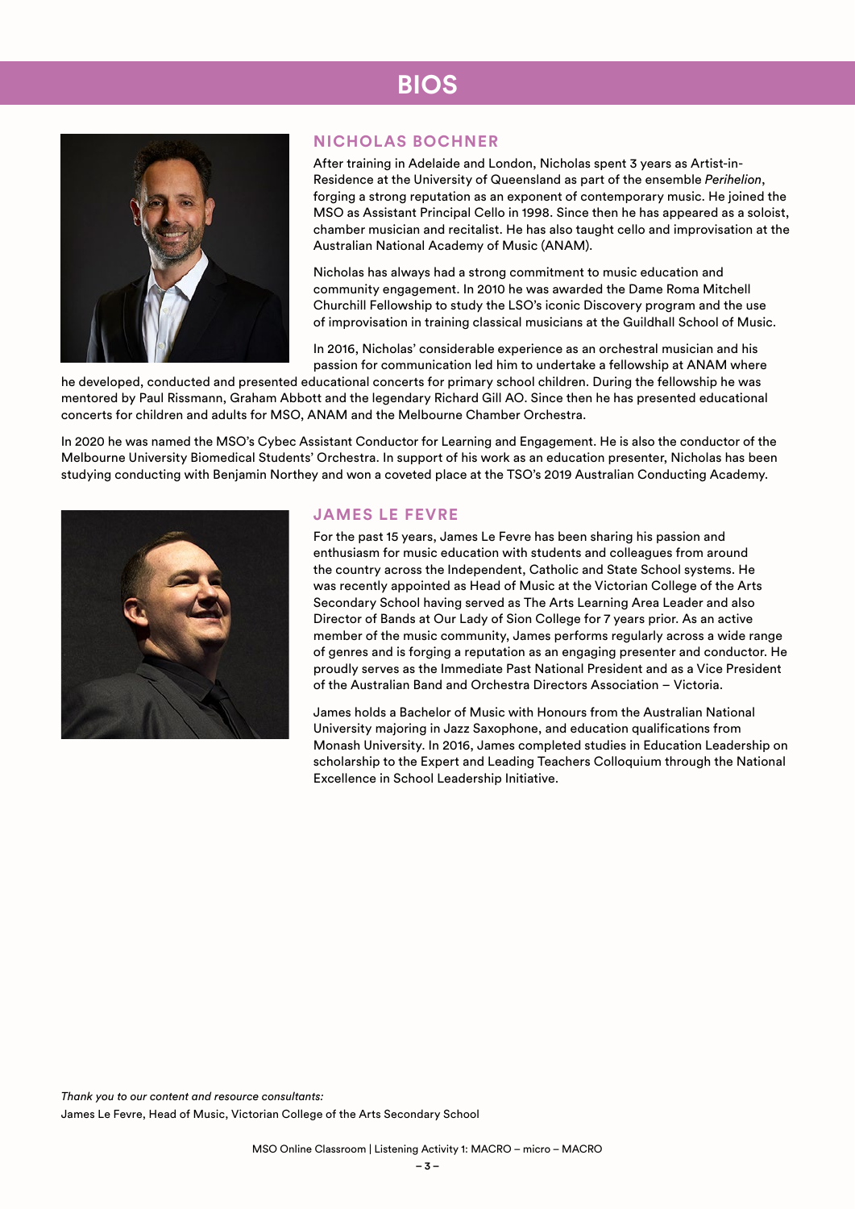# BIOS

## NICHOLAS BOCHNER

After training in Adelaide and London, Nicholas spent 3 years as Artist-in-Residence at the University of Queensland as part of the ensemble *Perihelion*, forging a strong reputation as an exponent of contemporary music. He joined the MSO as Assistant Principal Cello in 1998. Since then he has appeared as a soloist, chamber musician and recitalist. He has also taught cello and improvisation at the Australian National Academy of Music (ANAM).

Nicholas has always had a strong commitment to music education and community engagement. In 2010 he was awarded the Dame Roma Mitchell Churchill Fellowship to study the LSO's iconic Discovery program and the use of improvisation in training classical musicians at the Guildhall School of Music.

In 2016, Nicholas' considerable experience as an orchestral musician and his passion for communication led him to undertake a fellowship at ANAM where he developed, conducted and presented educational concerts for primary school children. During the fellowship he was mentored by Paul Rissmann, Graham Abbott and the legendary Richard Gill AO. Since then he has presented educational concerts for children and adults for MSO, ANAM and the Melbourne Chamber Orchestra.

In 2020 he was named the MSO's Cybec Assistant Conductor for Learning and Engagement. He is also the conductor of the Melbourne University Biomedical Students' Orchestra. In support of his work as an education presenter, Nicholas has been studying conducting with Benjamin Northey and won a coveted place at the TSO's 2019 Australian Conducting Academy.

## JAMES LE FEVRE

For the past 15 years, James Le Fevre has been sharing his passion and enthusiasm for music education with students and colleagues from around the country across the Independent, Catholic and State School systems. He was recently appointed as Head of Music at the Victorian College of the Arts Secondary School having served as The Arts Learning Area Leader and also Director of Bands at Our Lady of Sion College for 7 years prior. As an active member of the music community, James performs regularly across a wide range of genres and is forging a reputation as an engaging presenter and conductor. He proudly serves as the Immediate Past National President and as a Vice President of the Australian Band and Orchestra Directors Association – Victoria.

James holds a Bachelor of Music with Honours from the Australian National University majoring in Jazz Saxophone, and education qualifications from Monash University. In 2016, James completed studies in Education Leadership on scholarship to the Expert and Leading Teachers Colloquium through the National Excellence in School Leadership Initiative.

*Thank you to our content and resource consultants:*

James Le Fevre, Head of Music, Victorian College of the Arts Secondary School